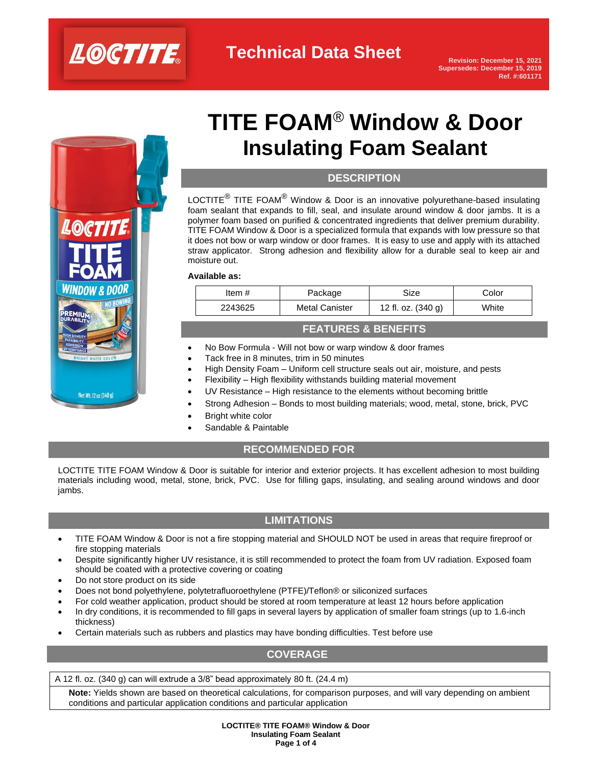# LOCTITE Technical Data Sheet

Revision: December 15, 2021
Supersedes: December 15, 2019
Ref. #:601171

# TITE FOAM® Window & Door Insulating Foam Sealant

## DESCRIPTION

LOCTITE® TITE FOAM® Window & Door is an innovative polyurethane-based insulating foam sealant that expands to fill, seal, and insulate around window & door jambs. It is a polymer foam based on purified & concentrated ingredients that deliver premium durability. TITE FOAM Window & Door is a specialized formula that expands with low pressure so that it does not bow or warp window or door frames. It is easy to use and apply with its attached straw applicator. Strong adhesion and flexibility allow for a durable seal to keep air and moisture out.

**Available as:**

| Item # | Package | Size | Color |
|---|---|---|---|
| 2243625 | Metal Canister | 12 fl. oz. (340 g) | White |

## FEATURES & BENEFITS

- No Bow Formula - Will not bow or warp window & door frames
- Tack free in 8 minutes, trim in 50 minutes
- High Density Foam – Uniform cell structure seals out air, moisture, and pests
- Flexibility – High flexibility withstands building material movement
- UV Resistance – High resistance to the elements without becoming brittle
- Strong Adhesion – Bonds to most building materials; wood, metal, stone, brick, PVC
- Bright white color
- Sandable & Paintable

## RECOMMENDED FOR

LOCTITE TITE FOAM Window & Door is suitable for interior and exterior projects. It has excellent adhesion to most building materials including wood, metal, stone, brick, PVC. Use for filling gaps, insulating, and sealing around windows and door jambs.

## LIMITATIONS

- TITE FOAM Window & Door is not a fire stopping material and SHOULD NOT be used in areas that require fireproof or fire stopping materials
- Despite significantly higher UV resistance, it is still recommended to protect the foam from UV radiation. Exposed foam should be coated with a protective covering or coating
- Do not store product on its side
- Does not bond polyethylene, polytetrafluoroethylene (PTFE)/Teflon® or siliconized surfaces
- For cold weather application, product should be stored at room temperature at least 12 hours before application
- In dry conditions, it is recommended to fill gaps in several layers by application of smaller foam strings (up to 1.6-inch thickness)
- Certain materials such as rubbers and plastics may have bonding difficulties. Test before use

## COVERAGE

A 12 fl. oz. (340 g) can will extrude a 3/8" bead approximately 80 ft. (24.4 m)

**Note:** Yields shown are based on theoretical calculations, for comparison purposes, and will vary depending on ambient conditions and particular application conditions and particular application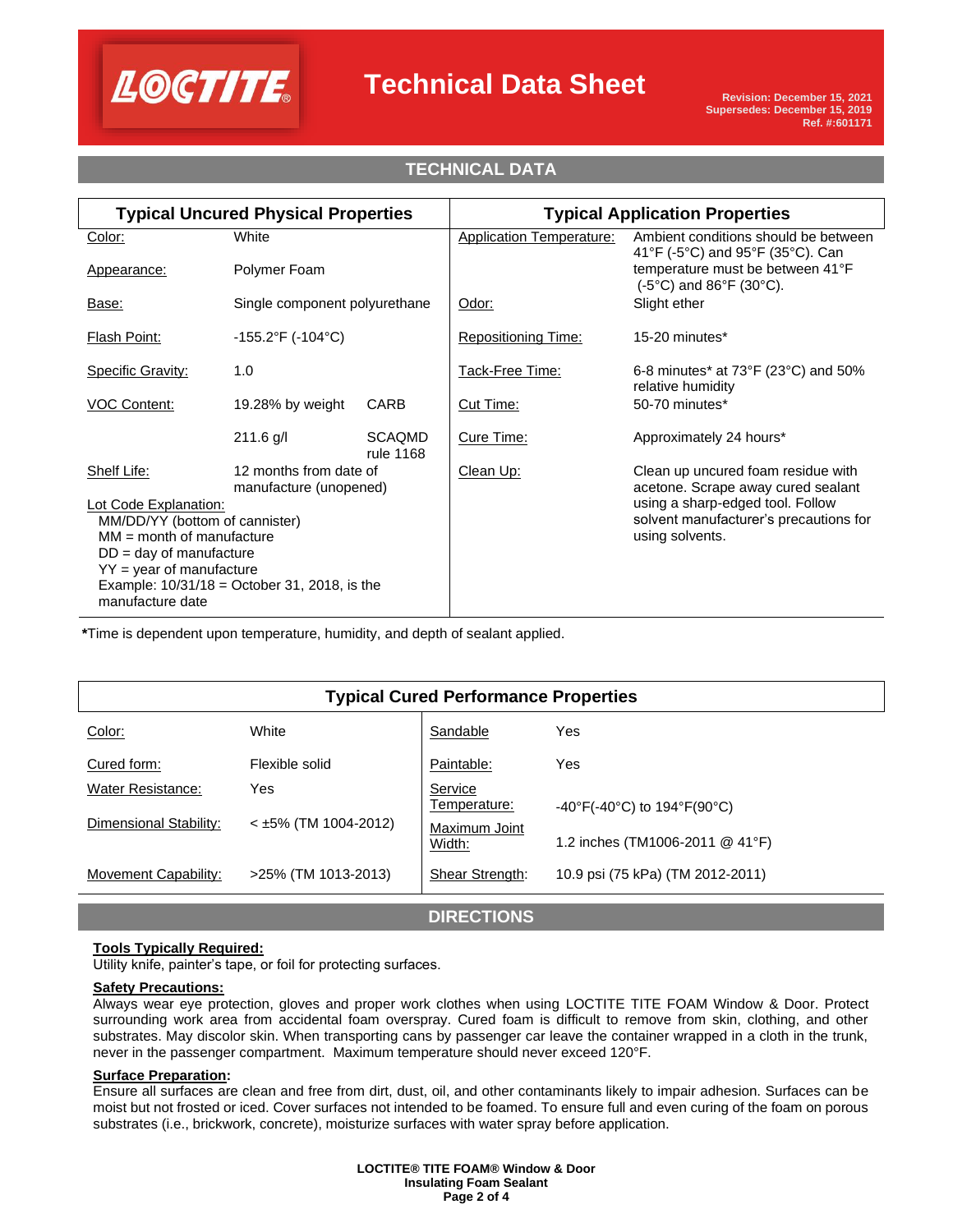## TECHNICAL DATA

| Typical Uncured Physical Properties | | | Typical Application Properties | |
|---|---|---|---|---|
| Color: | White | | Application Temperature: | Ambient conditions should be between 41°F (-5°C) and 95°F (35°C). Can temperature must be between 41°F (-5°C) and 86°F (30°C). |
| Appearance: | Polymer Foam | | | |
| Base: | Single component polyurethane | | Odor: | Slight ether |
| Flash Point: | -155.2°F (-104°C) | | Repositioning Time: | 15-20 minutes* |
| Specific Gravity: | 1.0 | | Tack-Free Time: | 6-8 minutes* at 73°F (23°C) and 50% relative humidity |
| VOC Content: | 19.28% by weight | CARB | Cut Time: | 50-70 minutes* |
| | 211.6 g/l | SCAQMD rule 1168 | Cure Time: | Approximately 24 hours* |
| Shelf Life: | 12 months from date of manufacture (unopened) | | Clean Up: | Clean up uncured foam residue with acetone. Scrape away cured sealant using a sharp-edged tool. Follow solvent manufacturer's precautions for using solvents. |
| Lot Code Explanation: MM/DD/YY (bottom of cannister) MM = month of manufacture DD = day of manufacture YY = year of manufacture Example: 10/31/18 = October 31, 2018, is the manufacture date | | | | |

***Time is dependent upon temperature, humidity, and depth of sealant applied.

| Typical Cured Performance Properties | | | |
|---|---|---|---|
| Color: | White | Sandable | Yes |
| Cured form: | Flexible solid | Paintable: | Yes |
| Water Resistance: | Yes | Service Temperature: | -40°F(-40°C) to 194°F(90°C) |
| Dimensional Stability: | < ±5% (TM 1004-2012) | Maximum Joint Width: | 1.2 inches (TM1006-2011 @ 41°F) |
| Movement Capability: | >25% (TM 1013-2013) | Shear Strength: | 10.9 psi (75 kPa) (TM 2012-2011) |

## DIRECTIONS

**Tools Typically Required:**
Utility knife, painter's tape, or foil for protecting surfaces.

**Safety Precautions:**
Always wear eye protection, gloves and proper work clothes when using LOCTITE TITE FOAM Window & Door. Protect surrounding work area from accidental foam overspray. Cured foam is difficult to remove from skin, clothing, and other substrates. May discolor skin. When transporting cans by passenger car leave the container wrapped in a cloth in the trunk, never in the passenger compartment. Maximum temperature should never exceed 120°F.

**Surface Preparation:**
Ensure all surfaces are clean and free from dirt, dust, oil, and other contaminants likely to impair adhesion. Surfaces can be moist but not frosted or iced. Cover surfaces not intended to be foamed. To ensure full and even curing of the foam on porous substrates (i.e., brickwork, concrete), moisturize surfaces with water spray before application.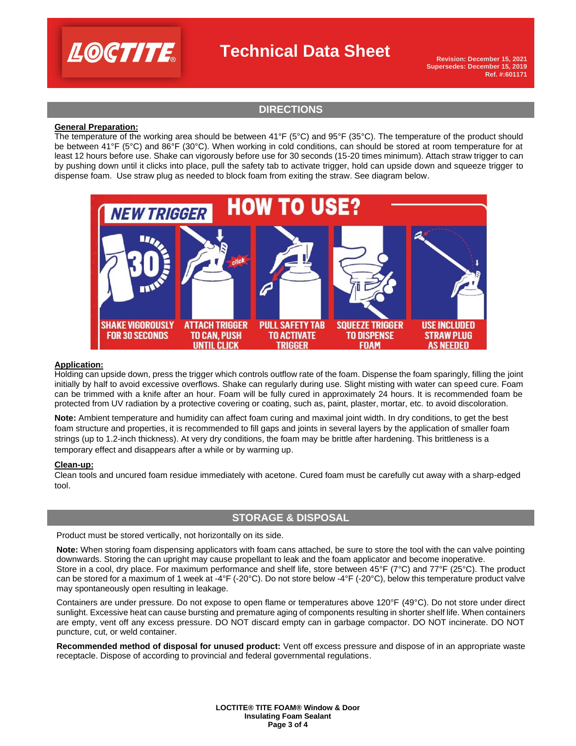## DIRECTIONS

**General Preparation:**

The temperature of the working area should be between 41°F (5°C) and 95°F (35°C). The temperature of the product should be between 41°F (5°C) and 86°F (30°C). When working in cold conditions, can should be stored at room temperature for at least 12 hours before use. Shake can vigorously before use for 30 seconds (15-20 times minimum). Attach straw trigger to can by pushing down until it clicks into place, pull the safety tab to activate trigger, hold can upside down and squeeze trigger to dispense foam. Use straw plug as needed to block foam from exiting the straw. See diagram below.

NEW TRIGGER — HOW TO USE?

1. SHAKE VIGOROUSLY FOR 30 SECONDS
2. ATTACH TRIGGER TO CAN, PUSH UNTIL CLICK
3. PULL SAFETY TAB TO ACTIVATE TRIGGER
4. SQUEEZE TRIGGER TO DISPENSE FOAM
5. USE INCLUDED STRAW PLUG AS NEEDED

**Application:**

Holding can upside down, press the trigger which controls outflow rate of the foam. Dispense the foam sparingly, filling the joint initially by half to avoid excessive overflows. Shake can regularly during use. Slight misting with water can speed cure. Foam can be trimmed with a knife after an hour. Foam will be fully cured in approximately 24 hours. It is recommended foam be protected from UV radiation by a protective covering or coating, such as, paint, plaster, mortar, etc. to avoid discoloration.

**Note:** Ambient temperature and humidity can affect foam curing and maximal joint width. In dry conditions, to get the best foam structure and properties, it is recommended to fill gaps and joints in several layers by the application of smaller foam strings (up to 1.2-inch thickness). At very dry conditions, the foam may be brittle after hardening. This brittleness is a temporary effect and disappears after a while or by warming up.

**Clean-up:**

Clean tools and uncured foam residue immediately with acetone. Cured foam must be carefully cut away with a sharp-edged tool.

## STORAGE & DISPOSAL

Product must be stored vertically, not horizontally on its side.

**Note:** When storing foam dispensing applicators with foam cans attached, be sure to store the tool with the can valve pointing downwards. Storing the can upright may cause propellant to leak and the foam applicator and become inoperative.
Store in a cool, dry place. For maximum performance and shelf life, store between 45°F (7°C) and 77°F (25°C). The product can be stored for a maximum of 1 week at -4°F (-20°C). Do not store below -4°F (-20°C), below this temperature product valve may spontaneously open resulting in leakage.

Containers are under pressure. Do not expose to open flame or temperatures above 120°F (49°C). Do not store under direct sunlight. Excessive heat can cause bursting and premature aging of components resulting in shorter shelf life. When containers are empty, vent off any excess pressure. DO NOT discard empty can in garbage compactor. DO NOT incinerate. DO NOT puncture, cut, or weld container.

**Recommended method of disposal for unused product:** Vent off excess pressure and dispose of in an appropriate waste receptacle. Dispose of according to provincial and federal governmental regulations.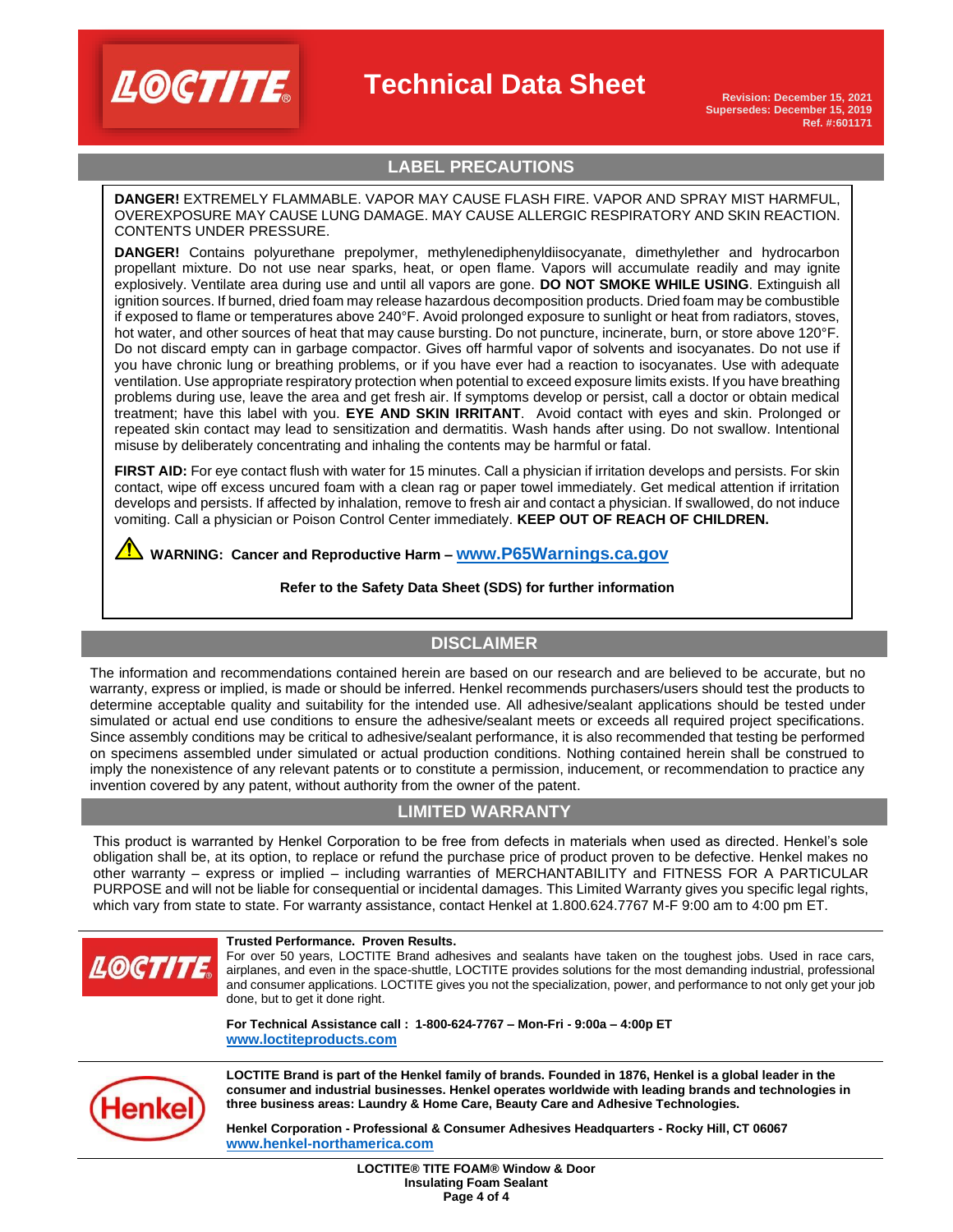# Technical Data Sheet

**Revision: December 15, 2021**
**Supersedes: December 15, 2019**
**Ref. #:601171**

## LABEL PRECAUTIONS

**DANGER!** EXTREMELY FLAMMABLE. VAPOR MAY CAUSE FLASH FIRE. VAPOR AND SPRAY MIST HARMFUL, OVEREXPOSURE MAY CAUSE LUNG DAMAGE. MAY CAUSE ALLERGIC RESPIRATORY AND SKIN REACTION. CONTENTS UNDER PRESSURE.

**DANGER!** Contains polyurethane prepolymer, methylenediphenyldiisocyanate, dimethylether and hydrocarbon propellant mixture. Do not use near sparks, heat, or open flame. Vapors will accumulate readily and may ignite explosively. Ventilate area during use and until all vapors are gone. **DO NOT SMOKE WHILE USING**. Extinguish all ignition sources. If burned, dried foam may release hazardous decomposition products. Dried foam may be combustible if exposed to flame or temperatures above 240°F. Avoid prolonged exposure to sunlight or heat from radiators, stoves, hot water, and other sources of heat that may cause bursting. Do not puncture, incinerate, burn, or store above 120°F. Do not discard empty can in garbage compactor. Gives off harmful vapor of solvents and isocyanates. Do not use if you have chronic lung or breathing problems, or if you have ever had a reaction to isocyanates. Use with adequate ventilation. Use appropriate respiratory protection when potential to exceed exposure limits exists. If you have breathing problems during use, leave the area and get fresh air. If symptoms develop or persist, call a doctor or obtain medical treatment; have this label with you. **EYE AND SKIN IRRITANT**. Avoid contact with eyes and skin. Prolonged or repeated skin contact may lead to sensitization and dermatitis. Wash hands after using. Do not swallow. Intentional misuse by deliberately concentrating and inhaling the contents may be harmful or fatal.

**FIRST AID:** For eye contact flush with water for 15 minutes. Call a physician if irritation develops and persists. For skin contact, wipe off excess uncured foam with a clean rag or paper towel immediately. Get medical attention if irritation develops and persists. If affected by inhalation, remove to fresh air and contact a physician. If swallowed, do not induce vomiting. Call a physician or Poison Control Center immediately. **KEEP OUT OF REACH OF CHILDREN.**

⚠ **WARNING: Cancer and Reproductive Harm – www.P65Warnings.ca.gov**

**Refer to the Safety Data Sheet (SDS) for further information**

## DISCLAIMER

The information and recommendations contained herein are based on our research and are believed to be accurate, but no warranty, express or implied, is made or should be inferred. Henkel recommends purchasers/users should test the products to determine acceptable quality and suitability for the intended use. All adhesive/sealant applications should be tested under simulated or actual end use conditions to ensure the adhesive/sealant meets or exceeds all required project specifications. Since assembly conditions may be critical to adhesive/sealant performance, it is also recommended that testing be performed on specimens assembled under simulated or actual production conditions. Nothing contained herein shall be construed to imply the nonexistence of any relevant patents or to constitute a permission, inducement, or recommendation to practice any invention covered by any patent, without authority from the owner of the patent.

## LIMITED WARRANTY

This product is warranted by Henkel Corporation to be free from defects in materials when used as directed. Henkel's sole obligation shall be, at its option, to replace or refund the purchase price of product proven to be defective. Henkel makes no other warranty – express or implied – including warranties of MERCHANTABILITY and FITNESS FOR A PARTICULAR PURPOSE and will not be liable for consequential or incidental damages. This Limited Warranty gives you specific legal rights, which vary from state to state. For warranty assistance, contact Henkel at 1.800.624.7767 M-F 9:00 am to 4:00 pm ET.

**Trusted Performance. Proven Results.**
For over 50 years, LOCTITE Brand adhesives and sealants have taken on the toughest jobs. Used in race cars, airplanes, and even in the space-shuttle, LOCTITE provides solutions for the most demanding industrial, professional and consumer applications. LOCTITE gives you not the specialization, power, and performance to not only get your job done, but to get it done right.

**For Technical Assistance call : 1-800-624-7767 – Mon-Fri - 9:00a – 4:00p ET**
**www.loctiteproducts.com**

**LOCTITE Brand is part of the Henkel family of brands. Founded in 1876, Henkel is a global leader in the consumer and industrial businesses. Henkel operates worldwide with leading brands and technologies in three business areas: Laundry & Home Care, Beauty Care and Adhesive Technologies.**

**Henkel Corporation - Professional & Consumer Adhesives Headquarters - Rocky Hill, CT 06067**
**www.henkel-northamerica.com**

**LOCTITE® TITE FOAM® Window & Door Insulating Foam Sealant**